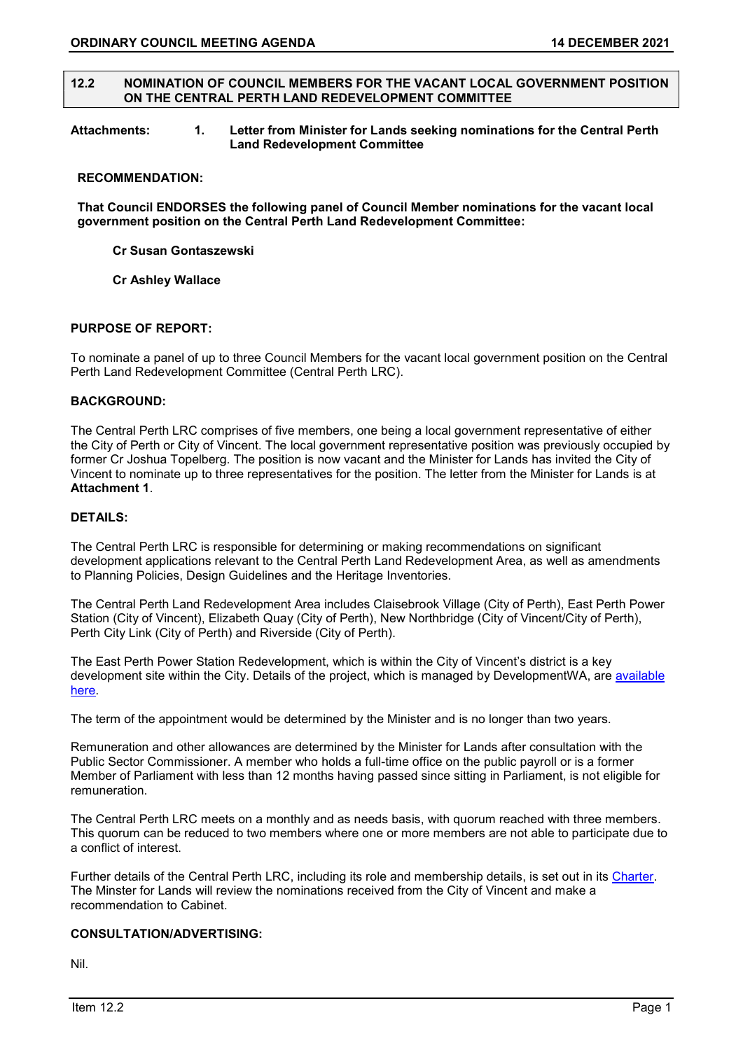## 12.2 NOMINATION OF COUNCIL MEMBERS FOR THE VACANT LOCAL GOVERNMENT POSITION ON THE CENTRAL PERTH LAND REDEVELOPMENT COMMITTEE

**Attachments:** 1. **Letter from Minister for Lands seeking nominations for the Central Perth Land Redevelopment Committee**

**RECOMMENDATION:**

**That Council ENDORSES the following panel of Council Member nominations for the vacant local government position on the Central Perth Land Redevelopment Committee:**

**Cr Susan Gontaszewski**

**Cr Ashley Wallace**

**PURPOSE OF REPORT:**

To nominate a panel of up to three Council Members for the vacant local government position on the Central Perth Land Redevelopment Committee (Central Perth LRC).

**BACKGROUND:**

The Central Perth LRC comprises of five members, one being a local government representative of either the City of Perth or City of Vincent. The local government representative position was previously occupied by former Cr Joshua Topelberg. The position is now vacant and the Minister for Lands has invited the City of Vincent to nominate up to three representatives for the position. The letter from the Minister for Lands is at **Attachment 1**.

**DETAILS:**

The Central Perth LRC is responsible for determining or making recommendations on significant development applications relevant to the Central Perth Land Redevelopment Area, as well as amendments to Planning Policies, Design Guidelines and the Heritage Inventories.

The Central Perth Land Redevelopment Area includes Claisebrook Village (City of Perth), East Perth Power Station (City of Vincent), Elizabeth Quay (City of Perth), New Northbridge (City of Vincent/City of Perth), Perth City Link (City of Perth) and Riverside (City of Perth).

The East Perth Power Station Redevelopment, which is within the City of Vincent's district is a key development site within the City. Details of the project, which is managed by DevelopmentWA, are available here.

The term of the appointment would be determined by the Minister and is no longer than two years.

Remuneration and other allowances are determined by the Minister for Lands after consultation with the Public Sector Commissioner. A member who holds a full-time office on the public payroll or is a former Member of Parliament with less than 12 months having passed since sitting in Parliament, is not eligible for remuneration.

The Central Perth LRC meets on a monthly and as needs basis, with quorum reached with three members. This quorum can be reduced to two members where one or more members are not able to participate due to a conflict of interest.

Further details of the Central Perth LRC, including its role and membership details, is set out in its Charter. The Minster for Lands will review the nominations received from the City of Vincent and make a recommendation to Cabinet.

**CONSULTATION/ADVERTISING:**

Nil.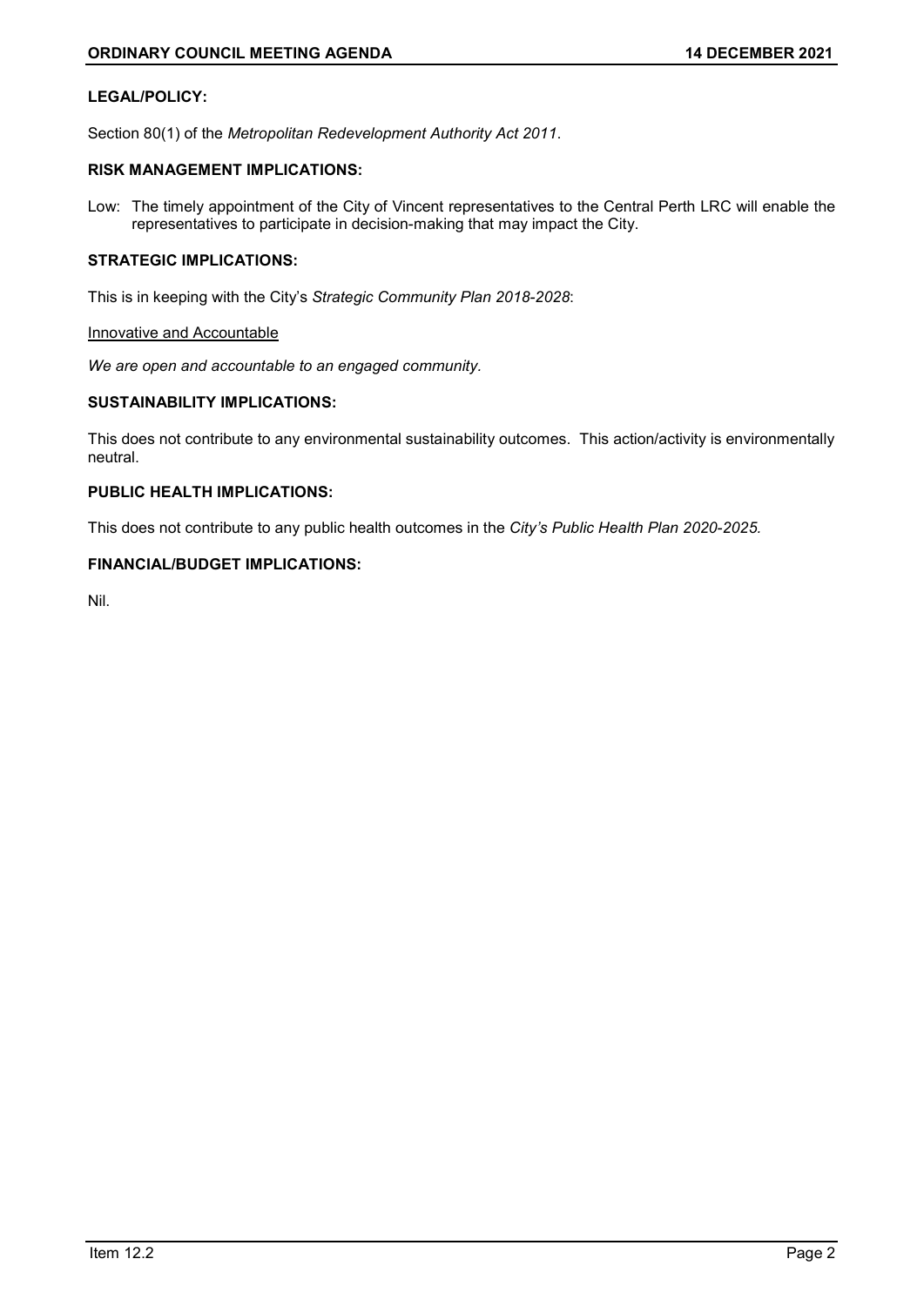**LEGAL/POLICY:**

Section 80(1) of the *Metropolitan Redevelopment Authority Act 2011*.

**RISK MANAGEMENT IMPLICATIONS:**

Low: The timely appointment of the City of Vincent representatives to the Central Perth LRC will enable the representatives to participate in decision-making that may impact the City.

**STRATEGIC IMPLICATIONS:**

This is in keeping with the City's *Strategic Community Plan 2018-2028*:

Innovative and Accountable

*We are open and accountable to an engaged community.*

**SUSTAINABILITY IMPLICATIONS:**

This does not contribute to any environmental sustainability outcomes. This action/activity is environmentally neutral.

**PUBLIC HEALTH IMPLICATIONS:**

This does not contribute to any public health outcomes in the *City's Public Health Plan 2020-2025.*

**FINANCIAL/BUDGET IMPLICATIONS:**

Nil.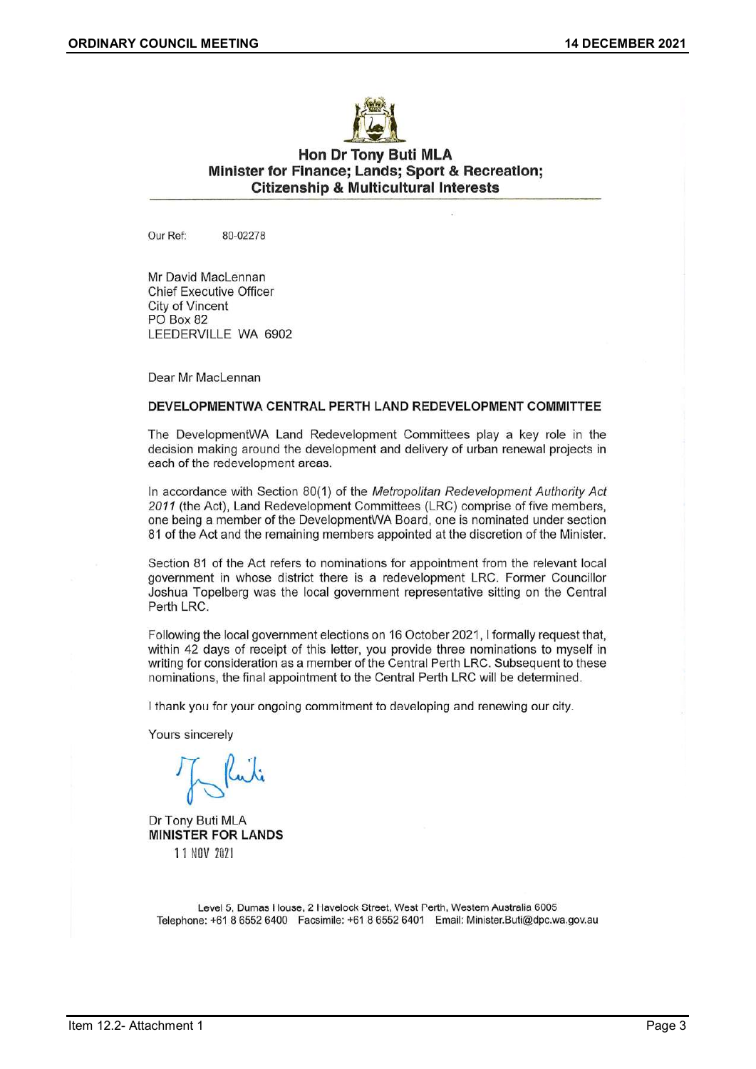**Hon Dr Tony Buti MLA**
**Minister for Finance; Lands; Sport & Recreation; Citizenship & Multicultural Interests**

Our Ref: 80-02278

Mr David MacLennan
Chief Executive Officer
City of Vincent
PO Box 82
LEEDERVILLE WA 6902

Dear Mr MacLennan

**DEVELOPMENTWA CENTRAL PERTH LAND REDEVELOPMENT COMMITTEE**

The DevelopmentWA Land Redevelopment Committees play a key role in the decision making around the development and delivery of urban renewal projects in each of the redevelopment areas.

In accordance with Section 80(1) of the *Metropolitan Redevelopment Authority Act 2011* (the Act), Land Redevelopment Committees (LRC) comprise of five members, one being a member of the DevelopmentWA Board, one is nominated under section 81 of the Act and the remaining members appointed at the discretion of the Minister.

Section 81 of the Act refers to nominations for appointment from the relevant local government in whose district there is a redevelopment LRC. Former Councillor Joshua Topelberg was the local government representative sitting on the Central Perth LRC.

Following the local government elections on 16 October 2021, I formally request that, within 42 days of receipt of this letter, you provide three nominations to myself in writing for consideration as a member of the Central Perth LRC. Subsequent to these nominations, the final appointment to the Central Perth LRC will be determined.

I thank you for your ongoing commitment to developing and renewing our city.

Yours sincerely

Dr Tony Buti MLA
**MINISTER FOR LANDS**
11 NOV 2021

Level 5, Dumas House, 2 Havelock Street, West Perth, Western Australia 6005
Telephone: +61 8 6552 6400 Facsimile: +61 8 6552 6401 Email: Minister.Buti@dpc.wa.gov.au